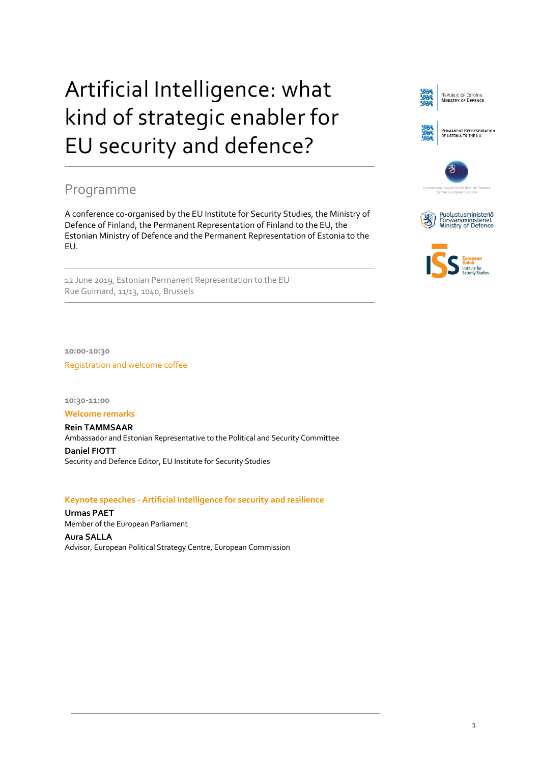# Artificial Intelligence: what kind of strategic enabler for EU security and defence?

## Programme

A conference co-organised by the EU Institute for Security Studies, the Ministry of Defence of Finland, the Permanent Representation of Finland to the EU, the Estonian Ministry of Defence and the Permanent Representation of Estonia to the EU.

12 June 2019, Estonian Permanent Representation to the EU
Rue Guimard, 11/13, 1040, Brussels

**10:00-10:30**

Registration and welcome coffee

**10:30-11:00**

**Welcome remarks**

**Rein TAMMSAAR**
Ambassador and Estonian Representative to the Political and Security Committee

**Daniel FIOTT**
Security and Defence Editor, EU Institute for Security Studies

**Keynote speeches - Artificial Intelligence for security and resilience**

**Urmas PAET**
Member of the European Parliament

**Aura SALLA**
Advisor, European Political Strategy Centre, European Commission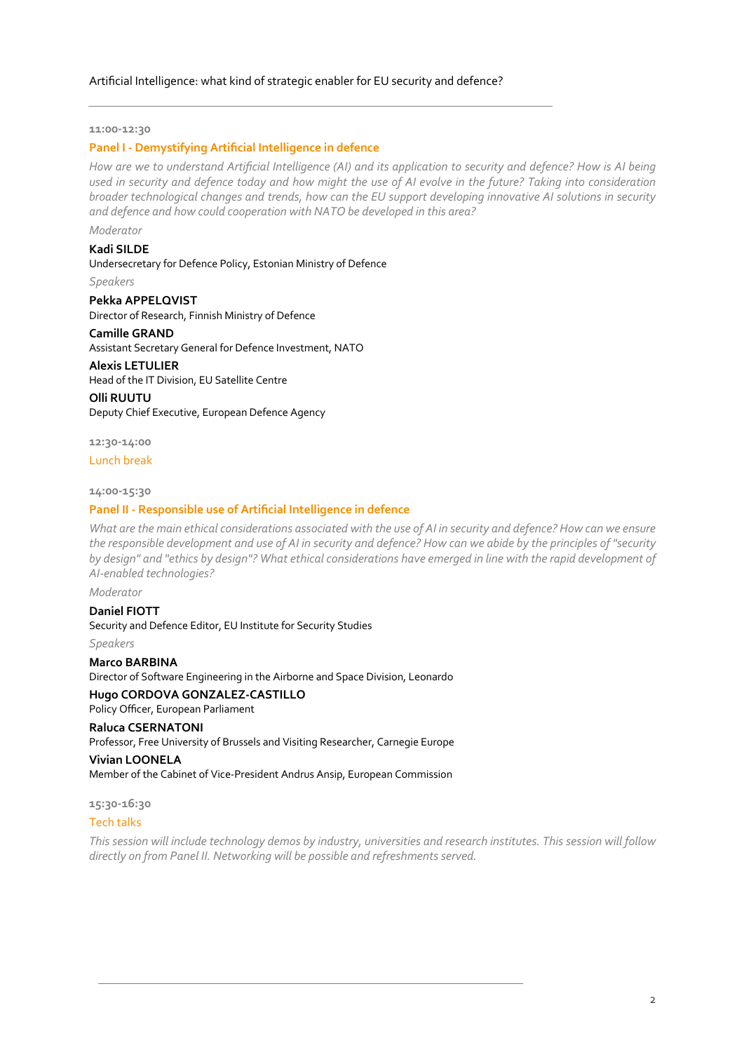Artificial Intelligence: what kind of strategic enabler for EU security and defence?

**11:00-12:30**

## Panel I - Demystifying Artificial Intelligence in defence

*How are we to understand Artificial Intelligence (AI) and its application to security and defence? How is AI being used in security and defence today and how might the use of AI evolve in the future? Taking into consideration broader technological changes and trends, how can the EU support developing innovative AI solutions in security and defence and how could cooperation with NATO be developed in this area?*

*Moderator*

**Kadi SILDE**
Undersecretary for Defence Policy, Estonian Ministry of Defence

*Speakers*

**Pekka APPELQVIST**
Director of Research, Finnish Ministry of Defence

**Camille GRAND**
Assistant Secretary General for Defence Investment, NATO

**Alexis LETULIER**
Head of the IT Division, EU Satellite Centre

**Olli RUUTU**
Deputy Chief Executive, European Defence Agency

**12:30-14:00**

## Lunch break

**14:00-15:30**

## Panel II - Responsible use of Artificial Intelligence in defence

*What are the main ethical considerations associated with the use of AI in security and defence? How can we ensure the responsible development and use of AI in security and defence? How can we abide by the principles of "security by design" and "ethics by design"? What ethical considerations have emerged in line with the rapid development of AI-enabled technologies?*

*Moderator*

**Daniel FIOTT**
Security and Defence Editor, EU Institute for Security Studies

*Speakers*

**Marco BARBINA**
Director of Software Engineering in the Airborne and Space Division, Leonardo

**Hugo CORDOVA GONZALEZ-CASTILLO**
Policy Officer, European Parliament

**Raluca CSERNATONI**
Professor, Free University of Brussels and Visiting Researcher, Carnegie Europe

**Vivian LOONELA**
Member of the Cabinet of Vice-President Andrus Ansip, European Commission

**15:30-16:30**

## Tech talks

*This session will include technology demos by industry, universities and research institutes. This session will follow directly on from Panel II. Networking will be possible and refreshments served.*